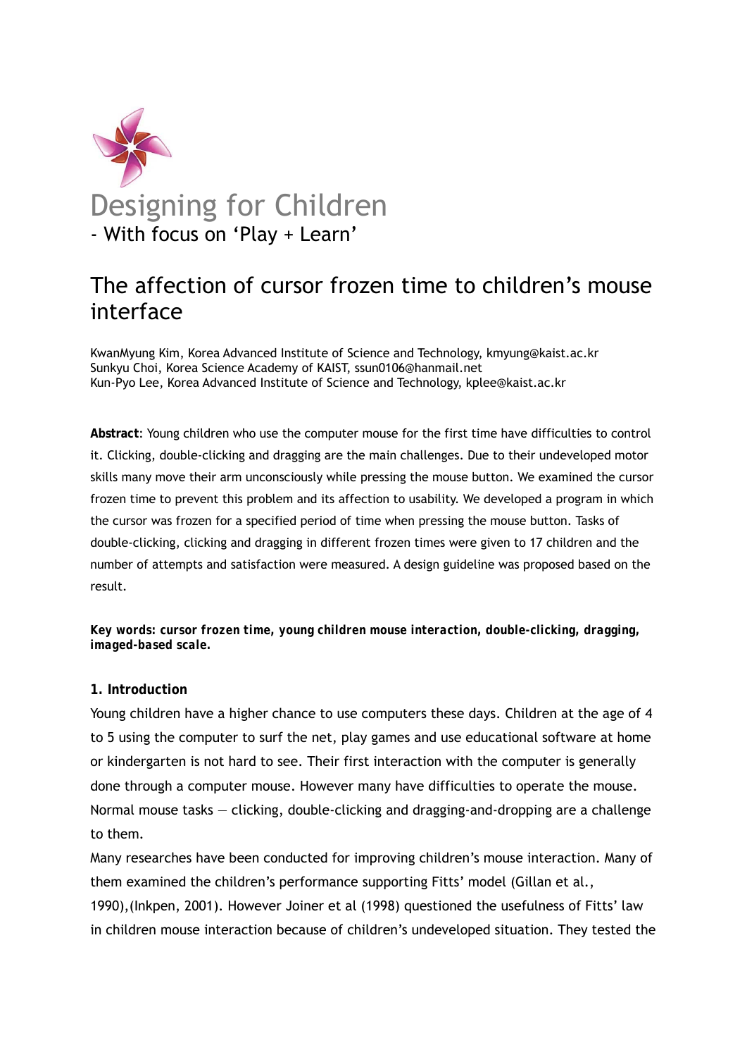# Designing for Children

- With focus on 'Play + Learn'

## The affection of cursor frozen time to children's mouse interface

KwanMyung Kim, Korea Advanced Institute of Science and Technology, kmyung@kaist.ac.kr
Sunkyu Choi, Korea Science Academy of KAIST, ssun0106@hanmail.net
Kun-Pyo Lee, Korea Advanced Institute of Science and Technology, kplee@kaist.ac.kr

**Abstract**: Young children who use the computer mouse for the first time have difficulties to control it. Clicking, double-clicking and dragging are the main challenges. Due to their undeveloped motor skills many move their arm unconsciously while pressing the mouse button. We examined the cursor frozen time to prevent this problem and its affection to usability. We developed a program in which the cursor was frozen for a specified period of time when pressing the mouse button. Tasks of double-clicking, clicking and dragging in different frozen times were given to 17 children and the number of attempts and satisfaction were measured. A design guideline was proposed based on the result.

***Key words: cursor frozen time, young children mouse interaction, double-clicking, dragging, imaged-based scale.***

### 1. Introduction

Young children have a higher chance to use computers these days. Children at the age of 4 to 5 using the computer to surf the net, play games and use educational software at home or kindergarten is not hard to see. Their first interaction with the computer is generally done through a computer mouse. However many have difficulties to operate the mouse. Normal mouse tasks — clicking, double-clicking and dragging-and-dropping are a challenge to them.

Many researches have been conducted for improving children's mouse interaction. Many of them examined the children's performance supporting Fitts' model (Gillan et al., 1990),(Inkpen, 2001). However Joiner et al (1998) questioned the usefulness of Fitts' law in children mouse interaction because of children's undeveloped situation. They tested the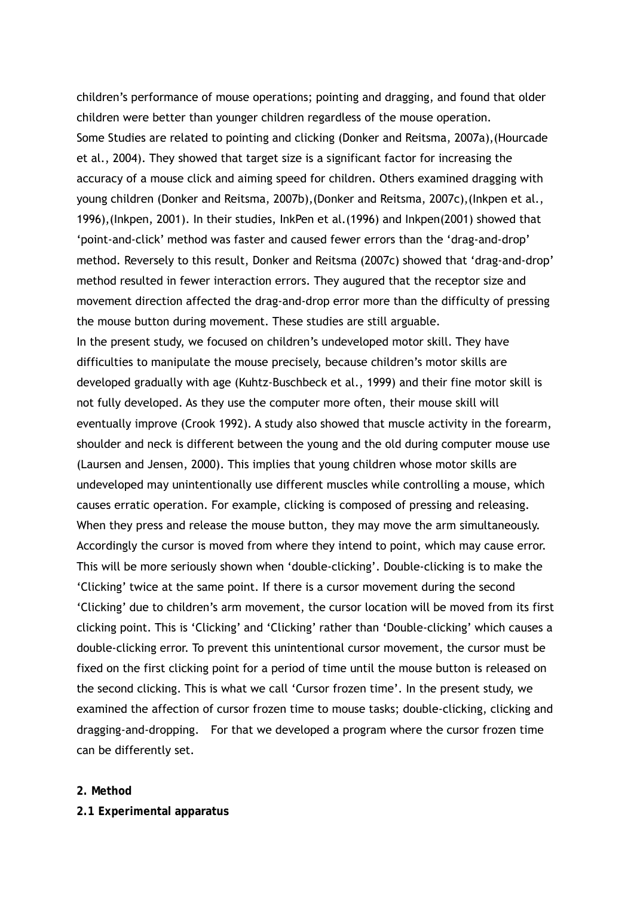children's performance of mouse operations; pointing and dragging, and found that older children were better than younger children regardless of the mouse operation.

Some Studies are related to pointing and clicking (Donker and Reitsma, 2007a),(Hourcade et al., 2004). They showed that target size is a significant factor for increasing the accuracy of a mouse click and aiming speed for children. Others examined dragging with young children (Donker and Reitsma, 2007b),(Donker and Reitsma, 2007c),(Inkpen et al., 1996),(Inkpen, 2001). In their studies, InkPen et al.(1996) and Inkpen(2001) showed that 'point-and-click' method was faster and caused fewer errors than the 'drag-and-drop' method. Reversely to this result, Donker and Reitsma (2007c) showed that 'drag-and-drop' method resulted in fewer interaction errors. They augured that the receptor size and movement direction affected the drag-and-drop error more than the difficulty of pressing the mouse button during movement. These studies are still arguable.

In the present study, we focused on children's undeveloped motor skill. They have difficulties to manipulate the mouse precisely, because children's motor skills are developed gradually with age (Kuhtz-Buschbeck et al., 1999) and their fine motor skill is not fully developed. As they use the computer more often, their mouse skill will eventually improve (Crook 1992). A study also showed that muscle activity in the forearm, shoulder and neck is different between the young and the old during computer mouse use (Laursen and Jensen, 2000). This implies that young children whose motor skills are undeveloped may unintentionally use different muscles while controlling a mouse, which causes erratic operation. For example, clicking is composed of pressing and releasing. When they press and release the mouse button, they may move the arm simultaneously. Accordingly the cursor is moved from where they intend to point, which may cause error. This will be more seriously shown when 'double-clicking'. Double-clicking is to make the 'Clicking' twice at the same point. If there is a cursor movement during the second 'Clicking' due to children's arm movement, the cursor location will be moved from its first clicking point. This is 'Clicking' and 'Clicking' rather than 'Double-clicking' which causes a double-clicking error. To prevent this unintentional cursor movement, the cursor must be fixed on the first clicking point for a period of time until the mouse button is released on the second clicking. This is what we call 'Cursor frozen time'. In the present study, we examined the affection of cursor frozen time to mouse tasks; double-clicking, clicking and dragging-and-dropping. For that we developed a program where the cursor frozen time can be differently set.

## 2. Method

### 2.1 Experimental apparatus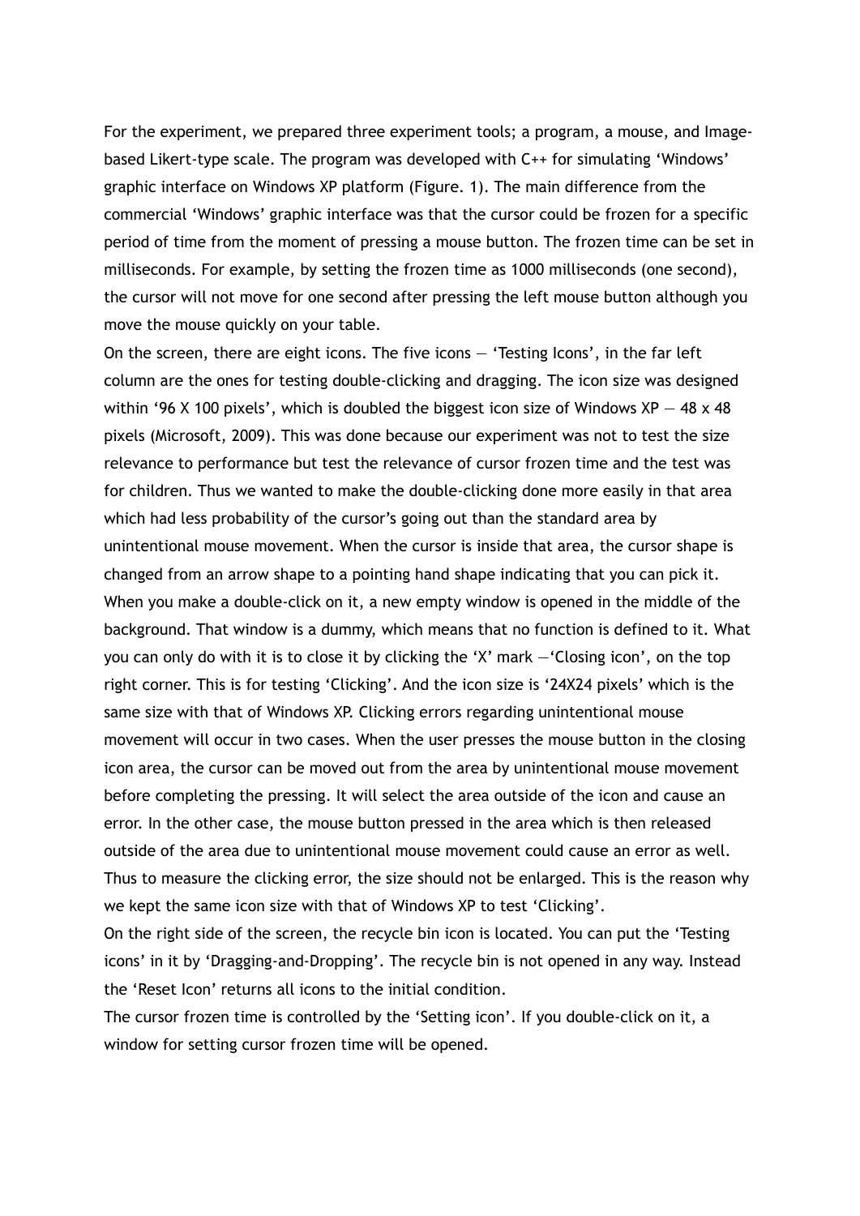For the experiment, we prepared three experiment tools; a program, a mouse, and Image-based Likert-type scale. The program was developed with C++ for simulating 'Windows' graphic interface on Windows XP platform (Figure. 1). The main difference from the commercial 'Windows' graphic interface was that the cursor could be frozen for a specific period of time from the moment of pressing a mouse button. The frozen time can be set in milliseconds. For example, by setting the frozen time as 1000 milliseconds (one second), the cursor will not move for one second after pressing the left mouse button although you move the mouse quickly on your table.

On the screen, there are eight icons. The five icons — 'Testing Icons', in the far left column are the ones for testing double-clicking and dragging. The icon size was designed within '96 X 100 pixels', which is doubled the biggest icon size of Windows XP — 48 x 48 pixels (Microsoft, 2009). This was done because our experiment was not to test the size relevance to performance but test the relevance of cursor frozen time and the test was for children. Thus we wanted to make the double-clicking done more easily in that area which had less probability of the cursor's going out than the standard area by unintentional mouse movement. When the cursor is inside that area, the cursor shape is changed from an arrow shape to a pointing hand shape indicating that you can pick it. When you make a double-click on it, a new empty window is opened in the middle of the background. That window is a dummy, which means that no function is defined to it. What you can only do with it is to close it by clicking the 'X' mark —'Closing icon', on the top right corner. This is for testing 'Clicking'. And the icon size is '24X24 pixels' which is the same size with that of Windows XP. Clicking errors regarding unintentional mouse movement will occur in two cases. When the user presses the mouse button in the closing icon area, the cursor can be moved out from the area by unintentional mouse movement before completing the pressing. It will select the area outside of the icon and cause an error. In the other case, the mouse button pressed in the area which is then released outside of the area due to unintentional mouse movement could cause an error as well. Thus to measure the clicking error, the size should not be enlarged. This is the reason why we kept the same icon size with that of Windows XP to test 'Clicking'.

On the right side of the screen, the recycle bin icon is located. You can put the 'Testing icons' in it by 'Dragging-and-Dropping'. The recycle bin is not opened in any way. Instead the 'Reset Icon' returns all icons to the initial condition.

The cursor frozen time is controlled by the 'Setting icon'. If you double-click on it, a window for setting cursor frozen time will be opened.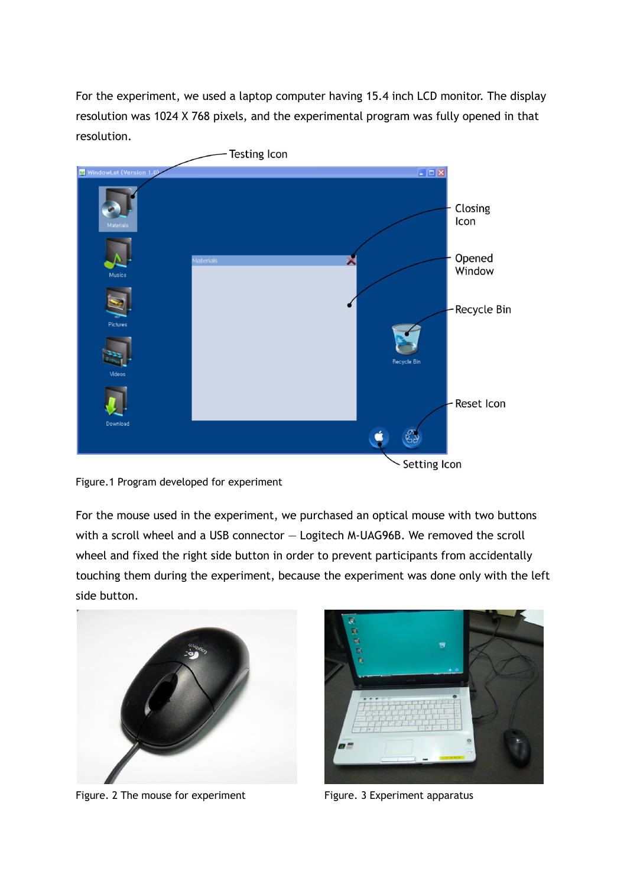For the experiment, we used a laptop computer having 15.4 inch LCD monitor. The display resolution was 1024 X 768 pixels, and the experimental program was fully opened in that resolution.

Figure.1 Program developed for experiment

For the mouse used in the experiment, we purchased an optical mouse with two buttons with a scroll wheel and a USB connector – Logitech M-UAG96B. We removed the scroll wheel and fixed the right side button in order to prevent participants from accidentally touching them during the experiment, because the experiment was done only with the left side button.

Figure. 2 The mouse for experiment

Figure. 3 Experiment apparatus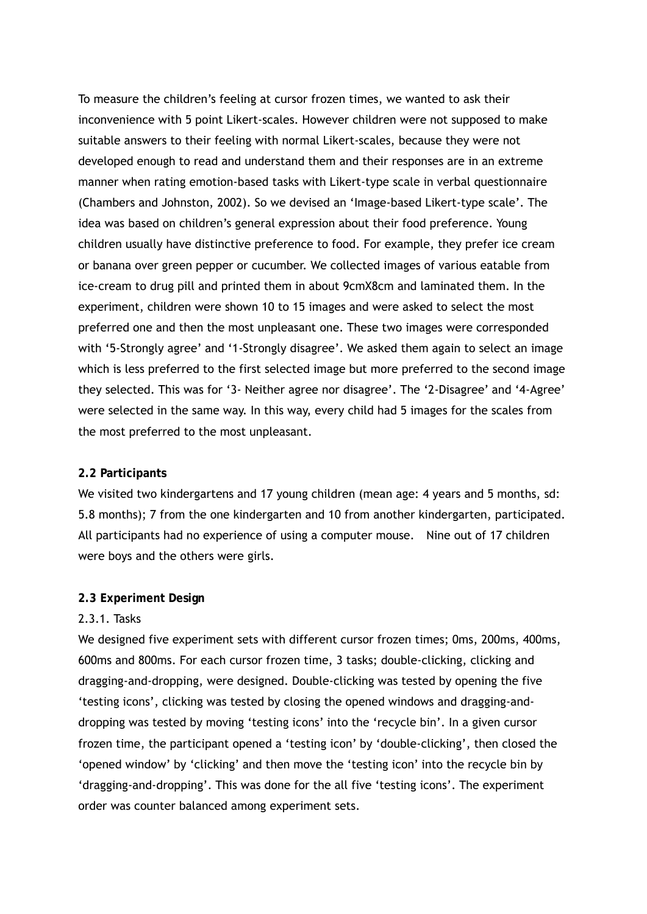To measure the children's feeling at cursor frozen times, we wanted to ask their inconvenience with 5 point Likert-scales. However children were not supposed to make suitable answers to their feeling with normal Likert-scales, because they were not developed enough to read and understand them and their responses are in an extreme manner when rating emotion-based tasks with Likert-type scale in verbal questionnaire (Chambers and Johnston, 2002). So we devised an 'Image-based Likert-type scale'. The idea was based on children's general expression about their food preference. Young children usually have distinctive preference to food. For example, they prefer ice cream or banana over green pepper or cucumber. We collected images of various eatable from ice-cream to drug pill and printed them in about 9cmX8cm and laminated them. In the experiment, children were shown 10 to 15 images and were asked to select the most preferred one and then the most unpleasant one. These two images were corresponded with '5-Strongly agree' and '1-Strongly disagree'. We asked them again to select an image which is less preferred to the first selected image but more preferred to the second image they selected. This was for '3- Neither agree nor disagree'. The '2-Disagree' and '4-Agree' were selected in the same way. In this way, every child had 5 images for the scales from the most preferred to the most unpleasant.

**2.2 Participants**

We visited two kindergartens and 17 young children (mean age: 4 years and 5 months, sd: 5.8 months); 7 from the one kindergarten and 10 from another kindergarten, participated. All participants had no experience of using a computer mouse. Nine out of 17 children were boys and the others were girls.

**2.3 Experiment Design**

2.3.1. Tasks

We designed five experiment sets with different cursor frozen times; 0ms, 200ms, 400ms, 600ms and 800ms. For each cursor frozen time, 3 tasks; double-clicking, clicking and dragging-and-dropping, were designed. Double-clicking was tested by opening the five 'testing icons', clicking was tested by closing the opened windows and dragging-and-dropping was tested by moving 'testing icons' into the 'recycle bin'. In a given cursor frozen time, the participant opened a 'testing icon' by 'double-clicking', then closed the 'opened window' by 'clicking' and then move the 'testing icon' into the recycle bin by 'dragging-and-dropping'. This was done for the all five 'testing icons'. The experiment order was counter balanced among experiment sets.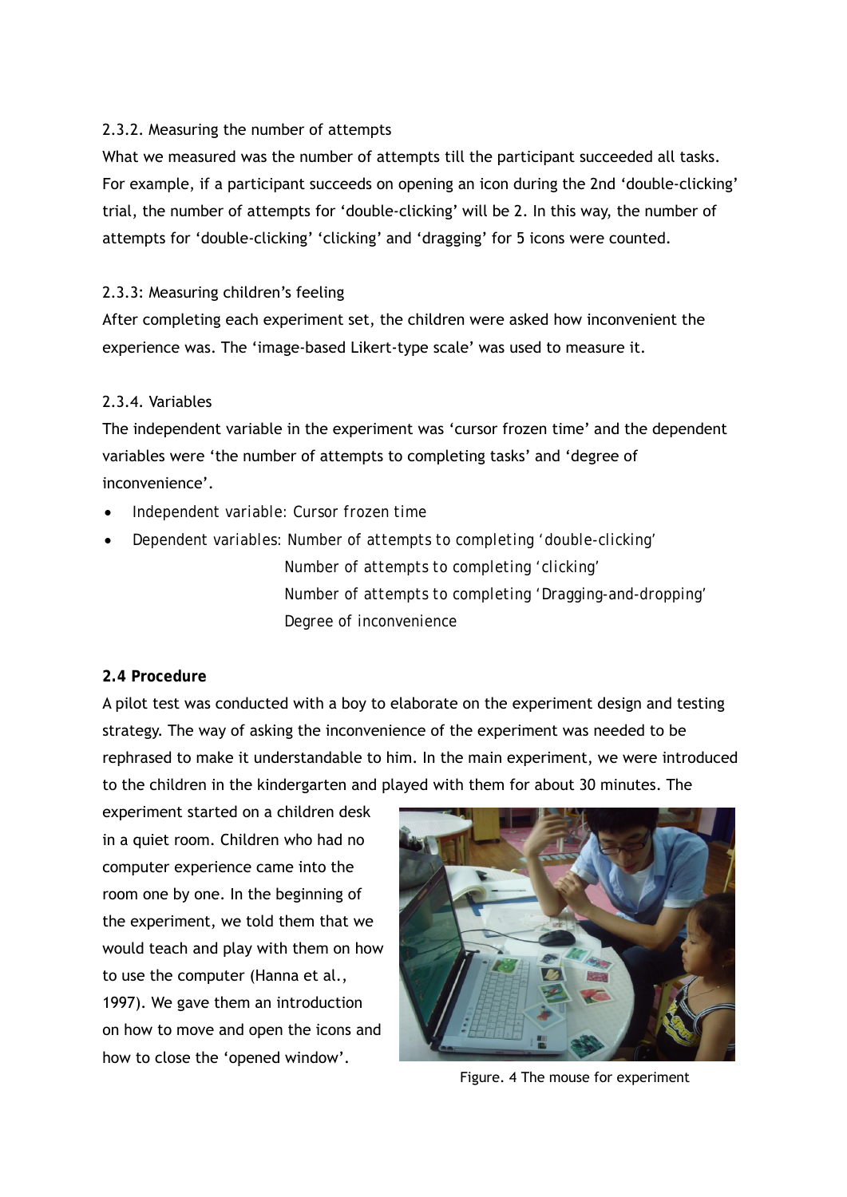2.3.2. Measuring the number of attempts

What we measured was the number of attempts till the participant succeeded all tasks. For example, if a participant succeeds on opening an icon during the 2nd 'double-clicking' trial, the number of attempts for 'double-clicking' will be 2. In this way, the number of attempts for 'double-clicking' 'clicking' and 'dragging' for 5 icons were counted.

2.3.3: Measuring children's feeling

After completing each experiment set, the children were asked how inconvenient the experience was. The 'image-based Likert-type scale' was used to measure it.

2.3.4. Variables

The independent variable in the experiment was 'cursor frozen time' and the dependent variables were 'the number of attempts to completing tasks' and 'degree of inconvenience'.

- *Independent variable: Cursor frozen time*
- *Dependent variables: Number of attempts to completing 'double-clicking'*
  *Number of attempts to completing 'clicking'*
  *Number of attempts to completing 'Dragging-and-dropping'*
  *Degree of inconvenience*

**2.4 Procedure**

A pilot test was conducted with a boy to elaborate on the experiment design and testing strategy. The way of asking the inconvenience of the experiment was needed to be rephrased to make it understandable to him. In the main experiment, we were introduced to the children in the kindergarten and played with them for about 30 minutes. The experiment started on a children desk in a quiet room. Children who had no computer experience came into the room one by one. In the beginning of the experiment, we told them that we would teach and play with them on how to use the computer (Hanna et al., 1997). We gave them an introduction on how to move and open the icons and how to close the 'opened window'.

Figure. 4 The mouse for experiment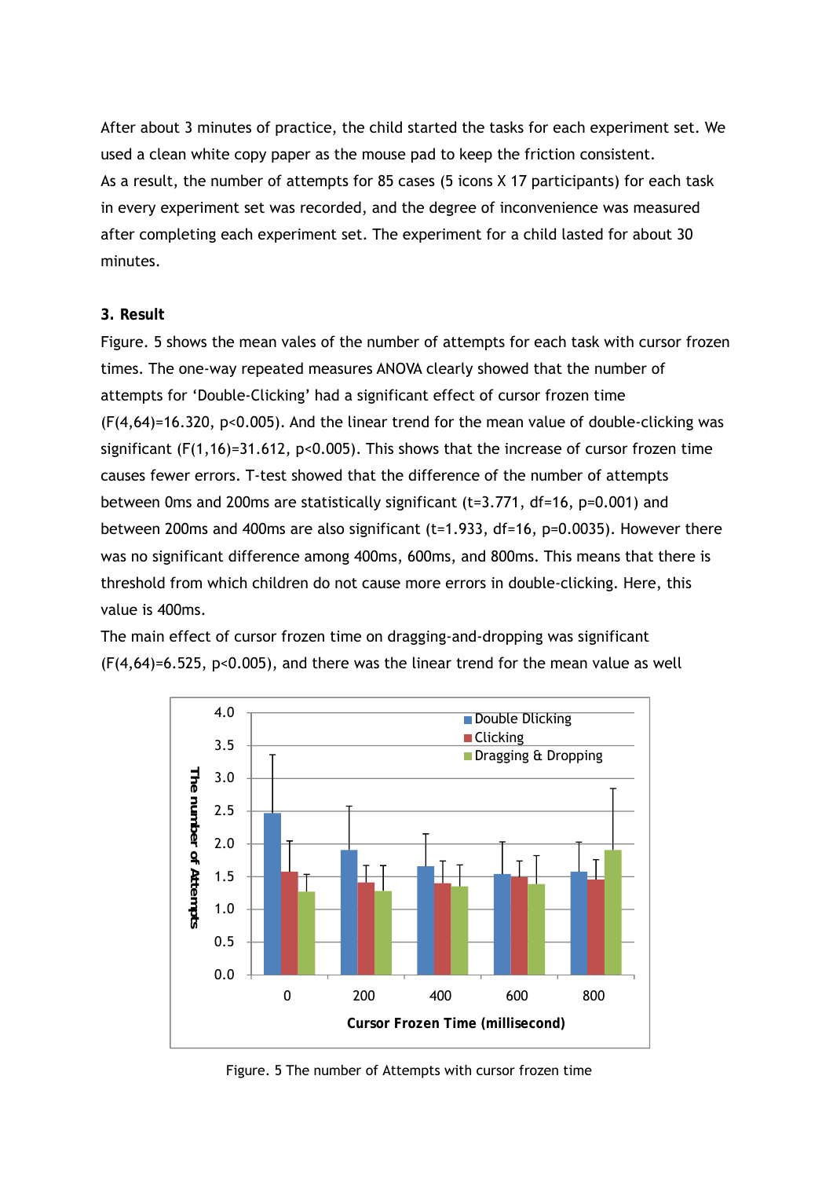After about 3 minutes of practice, the child started the tasks for each experiment set. We used a clean white copy paper as the mouse pad to keep the friction consistent.

As a result, the number of attempts for 85 cases (5 icons X 17 participants) for each task in every experiment set was recorded, and the degree of inconvenience was measured after completing each experiment set. The experiment for a child lasted for about 30 minutes.

### 3. Result

Figure. 5 shows the mean vales of the number of attempts for each task with cursor frozen times. The one-way repeated measures ANOVA clearly showed that the number of attempts for 'Double-Clicking' had a significant effect of cursor frozen time ($F(4,64)=16.320$, $p<0.005$). And the linear trend for the mean value of double-clicking was significant ($F(1,16)=31.612$, $p<0.005$). This shows that the increase of cursor frozen time causes fewer errors. T-test showed that the difference of the number of attempts between 0ms and 200ms are statistically significant ($t=3.771$, $df=16$, $p=0.001$) and between 200ms and 400ms are also significant ($t=1.933$, $df=16$, $p=0.0035$). However there was no significant difference among 400ms, 600ms, and 800ms. This means that there is threshold from which children do not cause more errors in double-clicking. Here, this value is 400ms.

The main effect of cursor frozen time on dragging-and-dropping was significant ($F(4,64)=6.525$, $p<0.005$), and there was the linear trend for the mean value as well

Figure. 5 The number of Attempts with cursor frozen time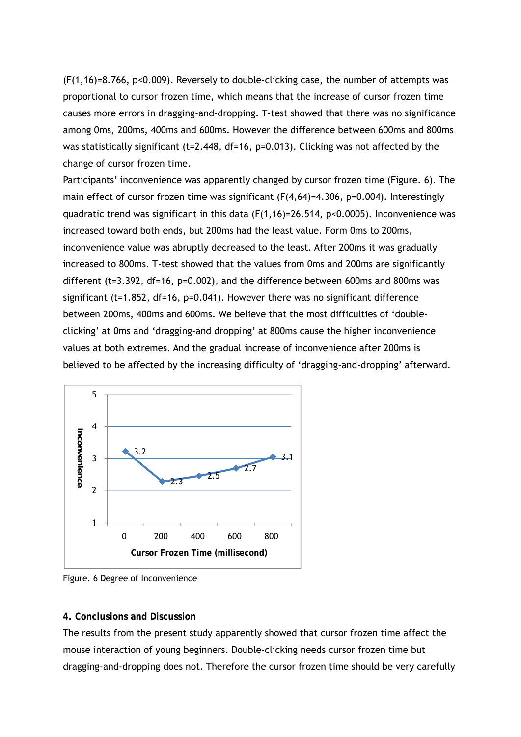($F(1,16)=8.766$, $p<0.009$). Reversely to double-clicking case, the number of attempts was proportional to cursor frozen time, which means that the increase of cursor frozen time causes more errors in dragging-and-dropping. T-test showed that there was no significance among 0ms, 200ms, 400ms and 600ms. However the difference between 600ms and 800ms was statistically significant ($t=2.448$, $df=16$, $p=0.013$). Clicking was not affected by the change of cursor frozen time.

Participants' inconvenience was apparently changed by cursor frozen time (Figure. 6). The main effect of cursor frozen time was significant ($F(4,64)=4.306$, $p=0.004$). Interestingly quadratic trend was significant in this data ($F(1,16)=26.514$, $p<0.0005$). Inconvenience was increased toward both ends, but 200ms had the least value. Form 0ms to 200ms, inconvenience value was abruptly decreased to the least. After 200ms it was gradually increased to 800ms. T-test showed that the values from 0ms and 200ms are significantly different ($t=3.392$, $df=16$, $p=0.002$), and the difference between 600ms and 800ms was significant ($t=1.852$, $df=16$, $p=0.041$). However there was no significant difference between 200ms, 400ms and 600ms. We believe that the most difficulties of 'double-clicking' at 0ms and 'dragging-and dropping' at 800ms cause the higher inconvenience values at both extremes. And the gradual increase of inconvenience after 200ms is believed to be affected by the increasing difficulty of 'dragging-and-dropping' afterward.

| Cursor Frozen Time (millisecond) | 0 | 200 | 400 | 600 | 800 |
|---|---|---|---|---|---|
| Inconvenience | 3.2 | 2.3 | 2.5 | 2.7 | 3.1 |

Figure. 6 Degree of Inconvenience

#### 4. Conclusions and Discussion

The results from the present study apparently showed that cursor frozen time affect the mouse interaction of young beginners. Double-clicking needs cursor frozen time but dragging-and-dropping does not. Therefore the cursor frozen time should be very carefully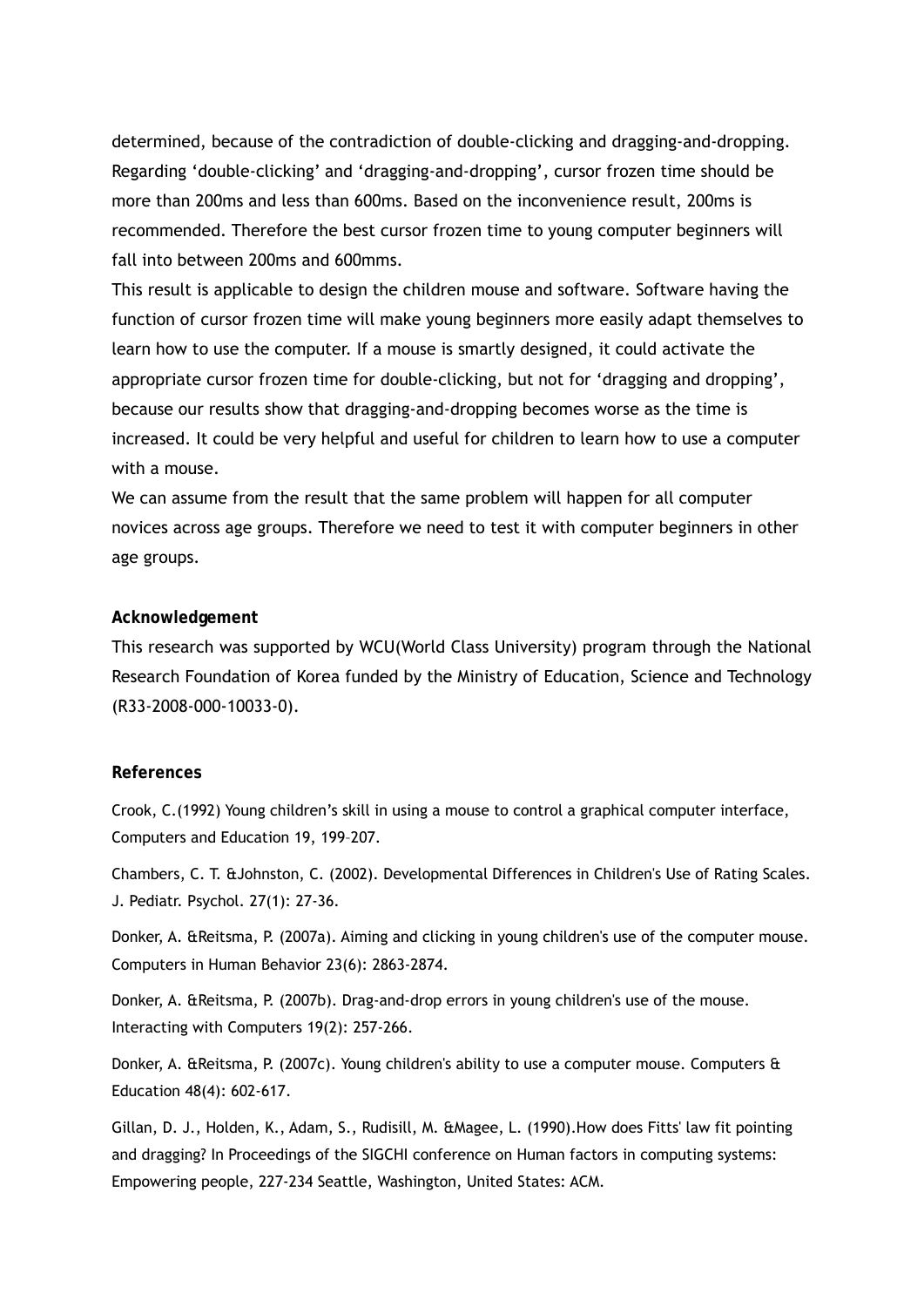determined, because of the contradiction of double-clicking and dragging-and-dropping. Regarding ‘double-clicking’ and ‘dragging-and-dropping’, cursor frozen time should be more than 200ms and less than 600ms. Based on the inconvenience result, 200ms is recommended. Therefore the best cursor frozen time to young computer beginners will fall into between 200ms and 600mms.

This result is applicable to design the children mouse and software. Software having the function of cursor frozen time will make young beginners more easily adapt themselves to learn how to use the computer. If a mouse is smartly designed, it could activate the appropriate cursor frozen time for double-clicking, but not for ‘dragging and dropping’, because our results show that dragging-and-dropping becomes worse as the time is increased. It could be very helpful and useful for children to learn how to use a computer with a mouse.

We can assume from the result that the same problem will happen for all computer novices across age groups. Therefore we need to test it with computer beginners in other age groups.

**Acknowledgement**

This research was supported by WCU(World Class University) program through the National Research Foundation of Korea funded by the Ministry of Education, Science and Technology (R33-2008-000-10033-0).

**References**

Crook, C.(1992) Young children’s skill in using a mouse to control a graphical computer interface, Computers and Education 19, 199–207.

Chambers, C. T. &Johnston, C. (2002). Developmental Differences in Children's Use of Rating Scales. J. Pediatr. Psychol. 27(1): 27-36.

Donker, A. &Reitsma, P. (2007a). Aiming and clicking in young children's use of the computer mouse. Computers in Human Behavior 23(6): 2863-2874.

Donker, A. &Reitsma, P. (2007b). Drag-and-drop errors in young children's use of the mouse. Interacting with Computers 19(2): 257-266.

Donker, A. &Reitsma, P. (2007c). Young children's ability to use a computer mouse. Computers & Education 48(4): 602-617.

Gillan, D. J., Holden, K., Adam, S., Rudisill, M. &Magee, L. (1990).How does Fitts' law fit pointing and dragging? In Proceedings of the SIGCHI conference on Human factors in computing systems: Empowering people, 227-234 Seattle, Washington, United States: ACM.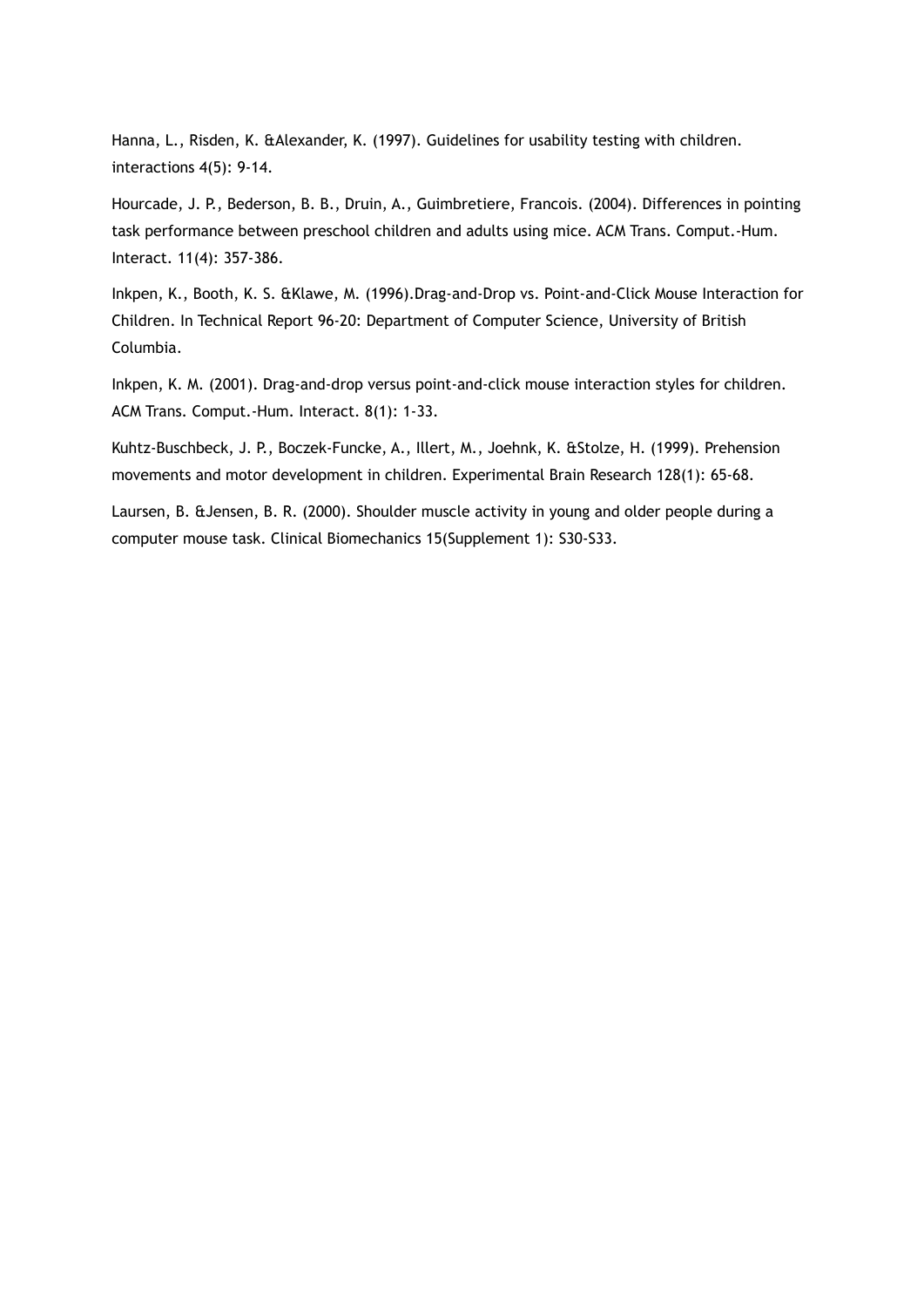Hanna, L., Risden, K. &Alexander, K. (1997). Guidelines for usability testing with children. interactions 4(5): 9-14.

Hourcade, J. P., Bederson, B. B., Druin, A., Guimbretiere, Francois. (2004). Differences in pointing task performance between preschool children and adults using mice. ACM Trans. Comput.-Hum. Interact. 11(4): 357-386.

Inkpen, K., Booth, K. S. &Klawe, M. (1996).Drag-and-Drop vs. Point-and-Click Mouse Interaction for Children. In Technical Report 96-20: Department of Computer Science, University of British Columbia.

Inkpen, K. M. (2001). Drag-and-drop versus point-and-click mouse interaction styles for children. ACM Trans. Comput.-Hum. Interact. 8(1): 1-33.

Kuhtz-Buschbeck, J. P., Boczek-Funcke, A., Illert, M., Joehnk, K. &Stolze, H. (1999). Prehension movements and motor development in children. Experimental Brain Research 128(1): 65-68.

Laursen, B. &Jensen, B. R. (2000). Shoulder muscle activity in young and older people during a computer mouse task. Clinical Biomechanics 15(Supplement 1): S30-S33.